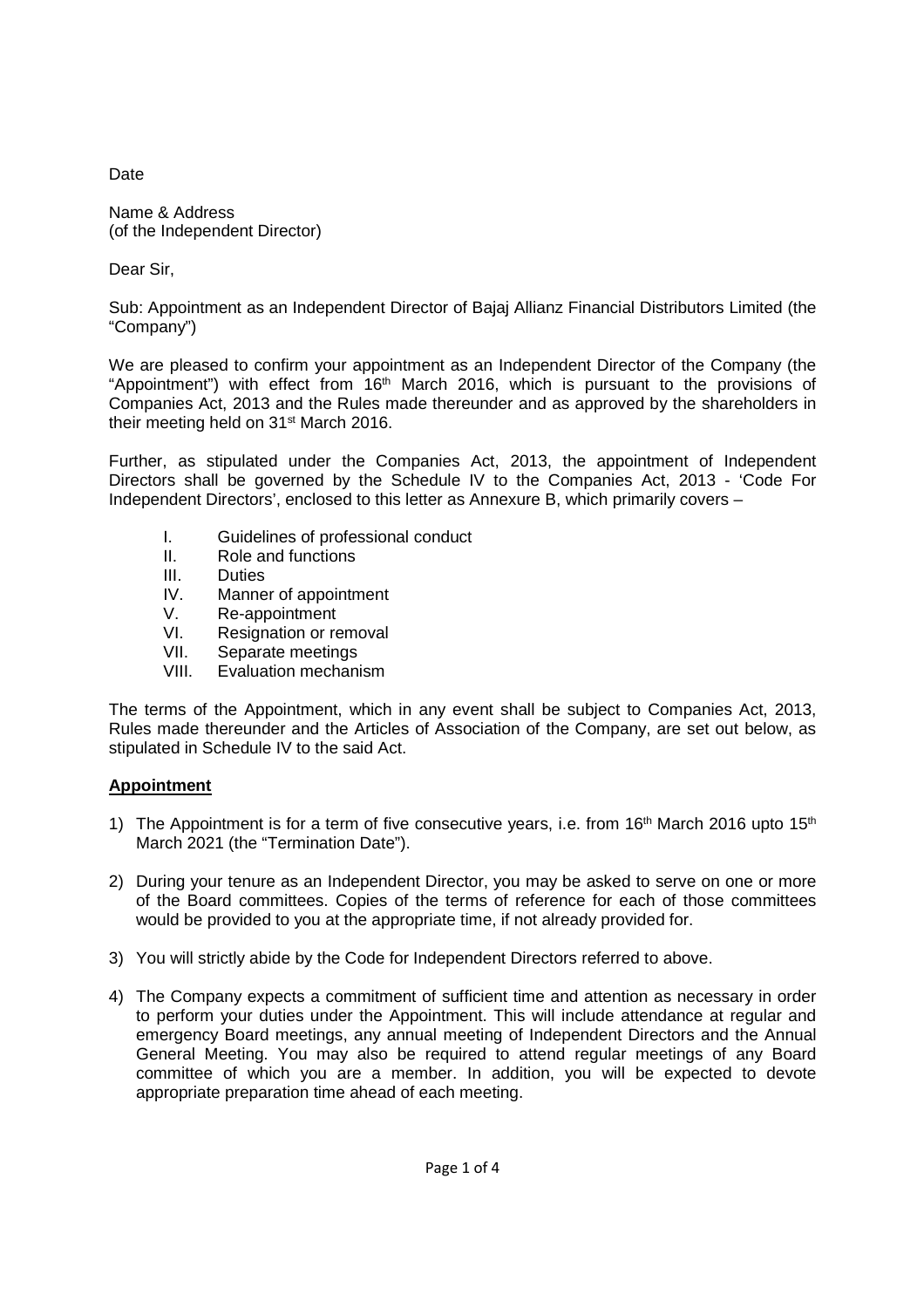Date

Name & Address
(of the Independent Director)

Dear Sir,

Sub: Appointment as an Independent Director of Bajaj Allianz Financial Distributors Limited (the "Company")

We are pleased to confirm your appointment as an Independent Director of the Company (the "Appointment") with effect from 16th March 2016, which is pursuant to the provisions of Companies Act, 2013 and the Rules made thereunder and as approved by the shareholders in their meeting held on 31st March 2016.

Further, as stipulated under the Companies Act, 2013, the appointment of Independent Directors shall be governed by the Schedule IV to the Companies Act, 2013 - 'Code For Independent Directors', enclosed to this letter as Annexure B, which primarily covers –

I. Guidelines of professional conduct
II. Role and functions
III. Duties
IV. Manner of appointment
V. Re-appointment
VI. Resignation or removal
VII. Separate meetings
VIII. Evaluation mechanism

The terms of the Appointment, which in any event shall be subject to Companies Act, 2013, Rules made thereunder and the Articles of Association of the Company, are set out below, as stipulated in Schedule IV to the said Act.

**Appointment**

1) The Appointment is for a term of five consecutive years, i.e. from 16th March 2016 upto 15th March 2021 (the "Termination Date").

2) During your tenure as an Independent Director, you may be asked to serve on one or more of the Board committees. Copies of the terms of reference for each of those committees would be provided to you at the appropriate time, if not already provided for.

3) You will strictly abide by the Code for Independent Directors referred to above.

4) The Company expects a commitment of sufficient time and attention as necessary in order to perform your duties under the Appointment. This will include attendance at regular and emergency Board meetings, any annual meeting of Independent Directors and the Annual General Meeting. You may also be required to attend regular meetings of any Board committee of which you are a member. In addition, you will be expected to devote appropriate preparation time ahead of each meeting.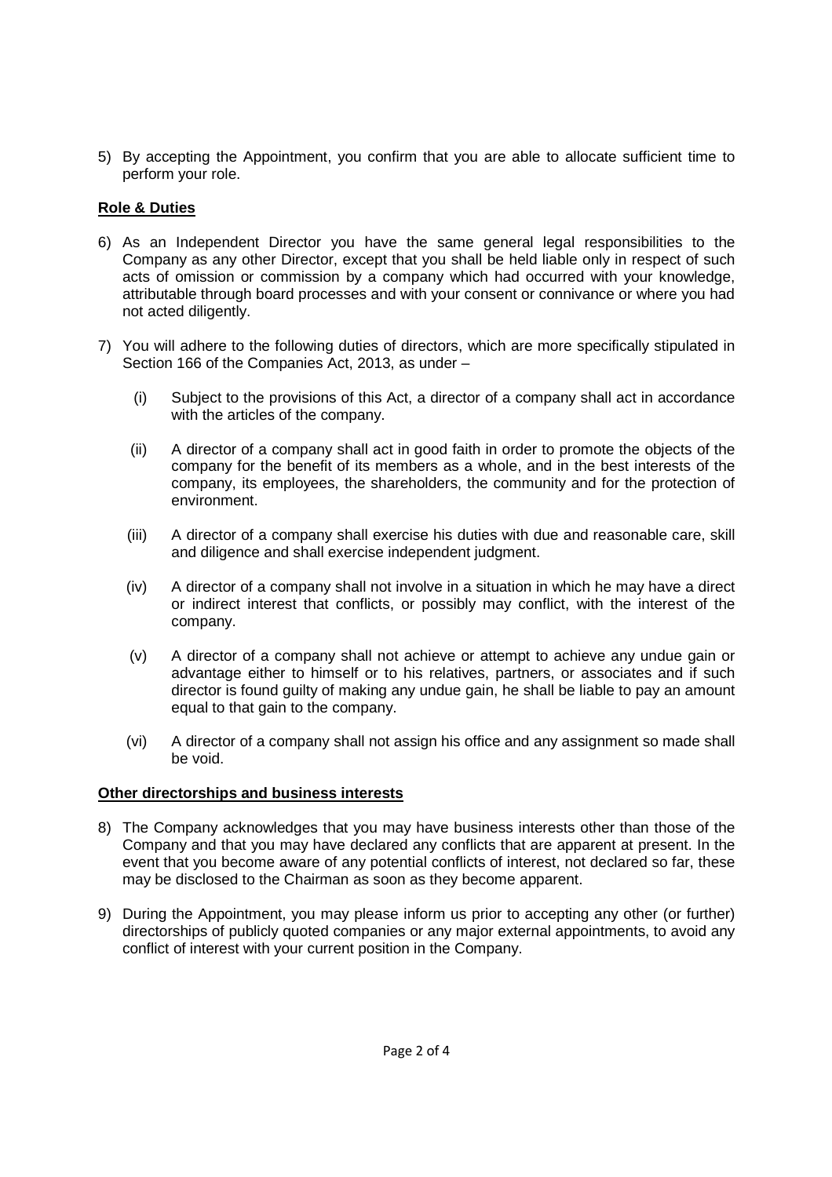5) By accepting the Appointment, you confirm that you are able to allocate sufficient time to perform your role.

**Role & Duties**

6) As an Independent Director you have the same general legal responsibilities to the Company as any other Director, except that you shall be held liable only in respect of such acts of omission or commission by a company which had occurred with your knowledge, attributable through board processes and with your consent or connivance or where you had not acted diligently.

7) You will adhere to the following duties of directors, which are more specifically stipulated in Section 166 of the Companies Act, 2013, as under –

   (i) Subject to the provisions of this Act, a director of a company shall act in accordance with the articles of the company.

   (ii) A director of a company shall act in good faith in order to promote the objects of the company for the benefit of its members as a whole, and in the best interests of the company, its employees, the shareholders, the community and for the protection of environment.

   (iii) A director of a company shall exercise his duties with due and reasonable care, skill and diligence and shall exercise independent judgment.

   (iv) A director of a company shall not involve in a situation in which he may have a direct or indirect interest that conflicts, or possibly may conflict, with the interest of the company.

   (v) A director of a company shall not achieve or attempt to achieve any undue gain or advantage either to himself or to his relatives, partners, or associates and if such director is found guilty of making any undue gain, he shall be liable to pay an amount equal to that gain to the company.

   (vi) A director of a company shall not assign his office and any assignment so made shall be void.

**Other directorships and business interests**

8) The Company acknowledges that you may have business interests other than those of the Company and that you may have declared any conflicts that are apparent at present. In the event that you become aware of any potential conflicts of interest, not declared so far, these may be disclosed to the Chairman as soon as they become apparent.

9) During the Appointment, you may please inform us prior to accepting any other (or further) directorships of publicly quoted companies or any major external appointments, to avoid any conflict of interest with your current position in the Company.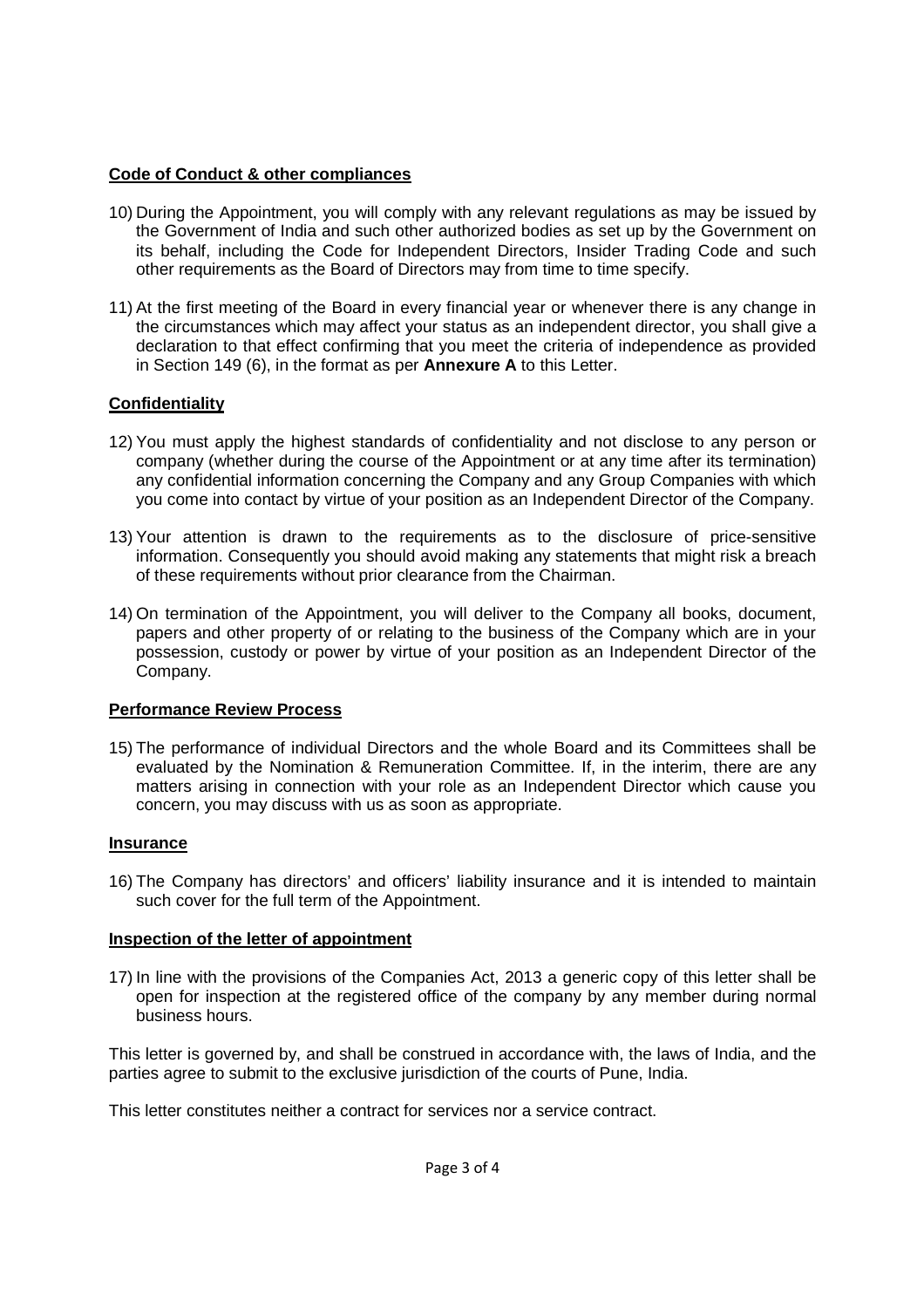**Code of Conduct & other compliances**

10) During the Appointment, you will comply with any relevant regulations as may be issued by the Government of India and such other authorized bodies as set up by the Government on its behalf, including the Code for Independent Directors, Insider Trading Code and such other requirements as the Board of Directors may from time to time specify.

11) At the first meeting of the Board in every financial year or whenever there is any change in the circumstances which may affect your status as an independent director, you shall give a declaration to that effect confirming that you meet the criteria of independence as provided in Section 149 (6), in the format as per **Annexure A** to this Letter.

**Confidentiality**

12) You must apply the highest standards of confidentiality and not disclose to any person or company (whether during the course of the Appointment or at any time after its termination) any confidential information concerning the Company and any Group Companies with which you come into contact by virtue of your position as an Independent Director of the Company.

13) Your attention is drawn to the requirements as to the disclosure of price-sensitive information. Consequently you should avoid making any statements that might risk a breach of these requirements without prior clearance from the Chairman.

14) On termination of the Appointment, you will deliver to the Company all books, document, papers and other property of or relating to the business of the Company which are in your possession, custody or power by virtue of your position as an Independent Director of the Company.

**Performance Review Process**

15) The performance of individual Directors and the whole Board and its Committees shall be evaluated by the Nomination & Remuneration Committee. If, in the interim, there are any matters arising in connection with your role as an Independent Director which cause you concern, you may discuss with us as soon as appropriate.

**Insurance**

16) The Company has directors' and officers' liability insurance and it is intended to maintain such cover for the full term of the Appointment.

**Inspection of the letter of appointment**

17) In line with the provisions of the Companies Act, 2013 a generic copy of this letter shall be open for inspection at the registered office of the company by any member during normal business hours.

This letter is governed by, and shall be construed in accordance with, the laws of India, and the parties agree to submit to the exclusive jurisdiction of the courts of Pune, India.

This letter constitutes neither a contract for services nor a service contract.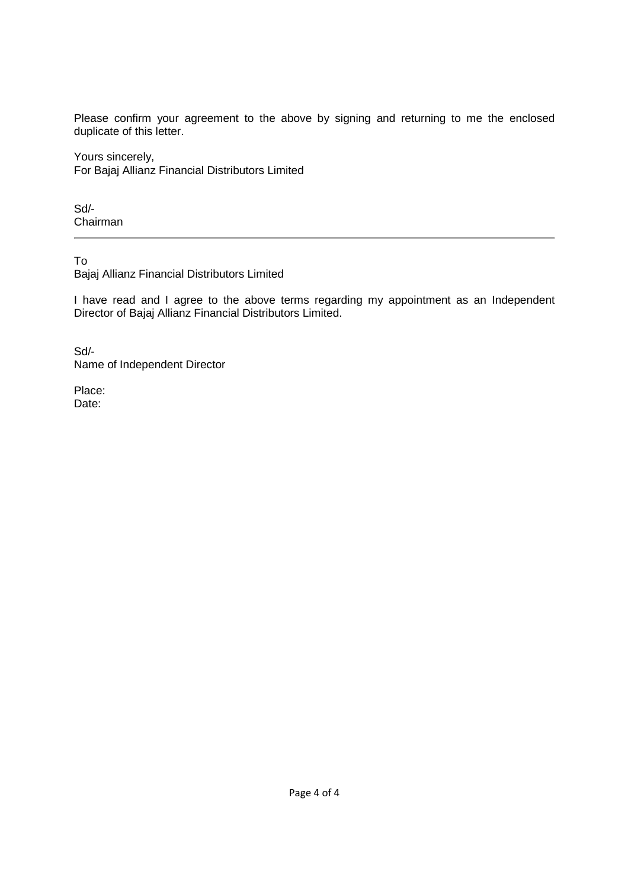Please confirm your agreement to the above by signing and returning to me the enclosed duplicate of this letter.

Yours sincerely,
For Bajaj Allianz Financial Distributors Limited

Sd/-
Chairman

---

To
Bajaj Allianz Financial Distributors Limited

I have read and I agree to the above terms regarding my appointment as an Independent Director of Bajaj Allianz Financial Distributors Limited.

Sd/-
Name of Independent Director

Place:
Date: